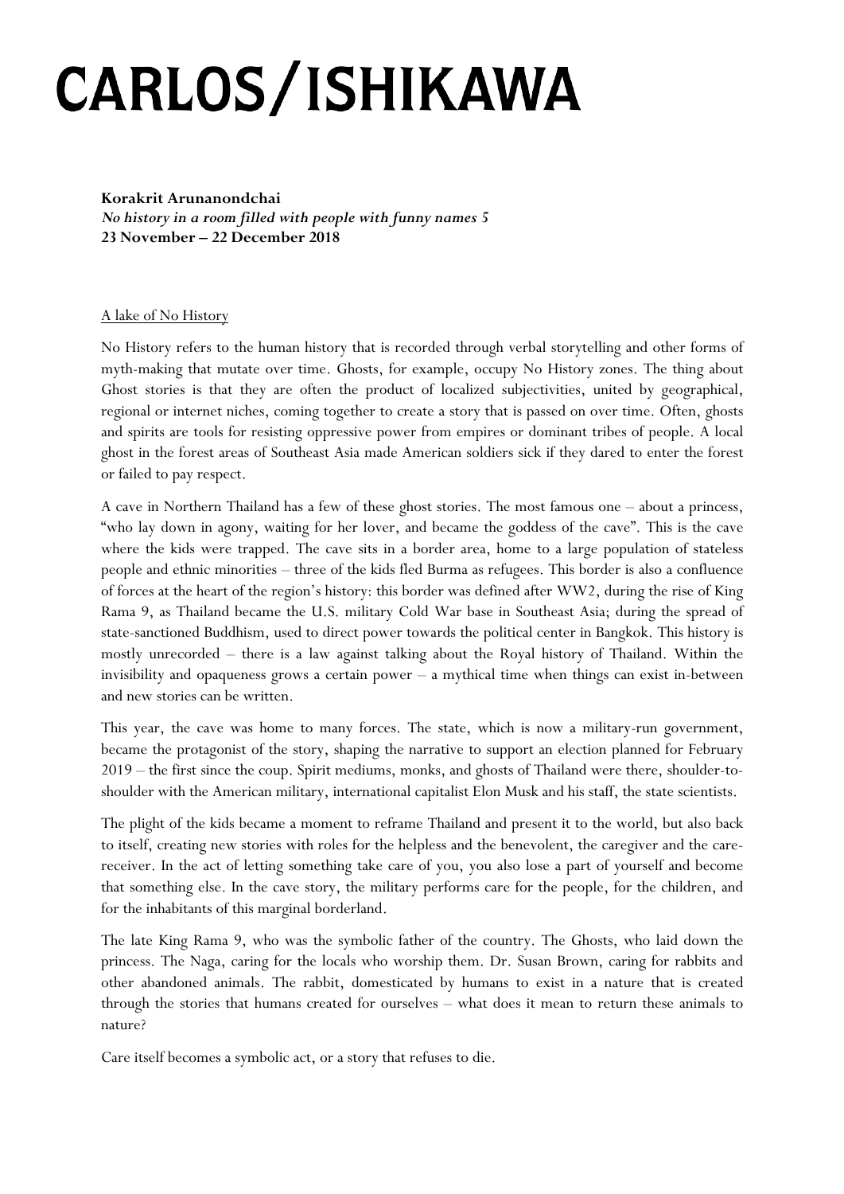# CARLOS/ISHIKAWA

**Korakrit Arunanondchai**
***No history in a room filled with people with funny names 5***
**23 November – 22 December 2018**

A lake of No History

No History refers to the human history that is recorded through verbal storytelling and other forms of myth-making that mutate over time. Ghosts, for example, occupy No History zones. The thing about Ghost stories is that they are often the product of localized subjectivities, united by geographical, regional or internet niches, coming together to create a story that is passed on over time. Often, ghosts and spirits are tools for resisting oppressive power from empires or dominant tribes of people. A local ghost in the forest areas of Southeast Asia made American soldiers sick if they dared to enter the forest or failed to pay respect.

A cave in Northern Thailand has a few of these ghost stories. The most famous one – about a princess, "who lay down in agony, waiting for her lover, and became the goddess of the cave". This is the cave where the kids were trapped. The cave sits in a border area, home to a large population of stateless people and ethnic minorities – three of the kids fled Burma as refugees. This border is also a confluence of forces at the heart of the region's history: this border was defined after WW2, during the rise of King Rama 9, as Thailand became the U.S. military Cold War base in Southeast Asia; during the spread of state-sanctioned Buddhism, used to direct power towards the political center in Bangkok. This history is mostly unrecorded – there is a law against talking about the Royal history of Thailand. Within the invisibility and opaqueness grows a certain power – a mythical time when things can exist in-between and new stories can be written.

This year, the cave was home to many forces. The state, which is now a military-run government, became the protagonist of the story, shaping the narrative to support an election planned for February 2019 – the first since the coup. Spirit mediums, monks, and ghosts of Thailand were there, shoulder-to-shoulder with the American military, international capitalist Elon Musk and his staff, the state scientists.

The plight of the kids became a moment to reframe Thailand and present it to the world, but also back to itself, creating new stories with roles for the helpless and the benevolent, the caregiver and the care-receiver. In the act of letting something take care of you, you also lose a part of yourself and become that something else. In the cave story, the military performs care for the people, for the children, and for the inhabitants of this marginal borderland.

The late King Rama 9, who was the symbolic father of the country. The Ghosts, who laid down the princess. The Naga, caring for the locals who worship them. Dr. Susan Brown, caring for rabbits and other abandoned animals. The rabbit, domesticated by humans to exist in a nature that is created through the stories that humans created for ourselves – what does it mean to return these animals to nature?

Care itself becomes a symbolic act, or a story that refuses to die.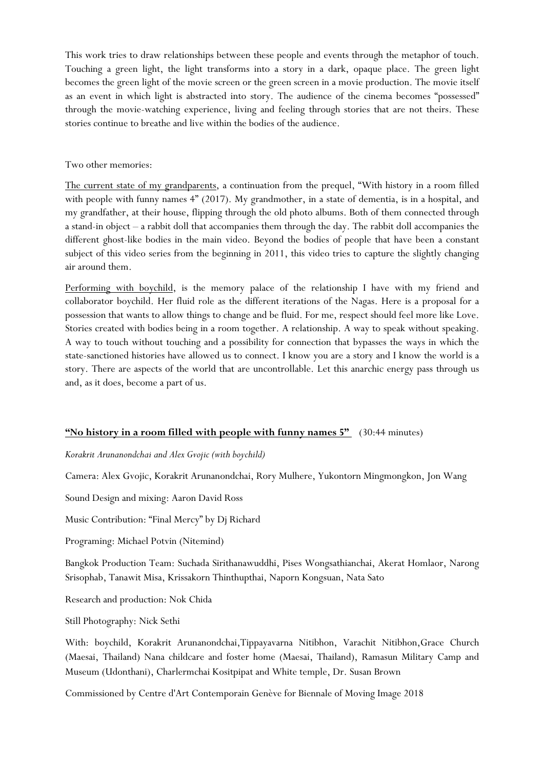This work tries to draw relationships between these people and events through the metaphor of touch. Touching a green light, the light transforms into a story in a dark, opaque place. The green light becomes the green light of the movie screen or the green screen in a movie production. The movie itself as an event in which light is abstracted into story. The audience of the cinema becomes "possessed" through the movie-watching experience, living and feeling through stories that are not theirs. These stories continue to breathe and live within the bodies of the audience.

Two other memories:

<u>The current state of my grandparents</u>, a continuation from the prequel, "With history in a room filled with people with funny names 4" (2017). My grandmother, in a state of dementia, is in a hospital, and my grandfather, at their house, flipping through the old photo albums. Both of them connected through a stand-in object – a rabbit doll that accompanies them through the day. The rabbit doll accompanies the different ghost-like bodies in the main video. Beyond the bodies of people that have been a constant subject of this video series from the beginning in 2011, this video tries to capture the slightly changing air around them.

<u>Performing with boychild</u>, is the memory palace of the relationship I have with my friend and collaborator boychild. Her fluid role as the different iterations of the Nagas. Here is a proposal for a possession that wants to allow things to change and be fluid. For me, respect should feel more like Love. Stories created with bodies being in a room together. A relationship. A way to speak without speaking. A way to touch without touching and a possibility for connection that bypasses the ways in which the state-sanctioned histories have allowed us to connect. I know you are a story and I know the world is a story. There are aspects of the world that are uncontrollable. Let this anarchic energy pass through us and, as it does, become a part of us.

**<u>"No history in a room filled with people with funny names 5"</u>** (30:44 minutes)

*Korakrit Arunanondchai and Alex Gvojic (with boychild)*

Camera: Alex Gvojic, Korakrit Arunanondchai, Rory Mulhere, Yukontorn Mingmongkon, Jon Wang

Sound Design and mixing: Aaron David Ross

Music Contribution: "Final Mercy" by Dj Richard

Programing: Michael Potvin (Nitemind)

Bangkok Production Team: Suchada Sirithanawuddhi, Pises Wongsathianchai, Akerat Homlaor, Narong Srisophab, Tanawit Misa, Krissakorn Thinthupthai, Naporn Kongsuan, Nata Sato

Research and production: Nok Chida

Still Photography: Nick Sethi

With: boychild, Korakrit Arunanondchai,Tippayavarna Nitibhon, Varachit Nitibhon,Grace Church (Maesai, Thailand) Nana childcare and foster home (Maesai, Thailand), Ramasun Military Camp and Museum (Udonthani), Charlermchai Kositpipat and White temple, Dr. Susan Brown

Commissioned by Centre d'Art Contemporain Genève for Biennale of Moving Image 2018